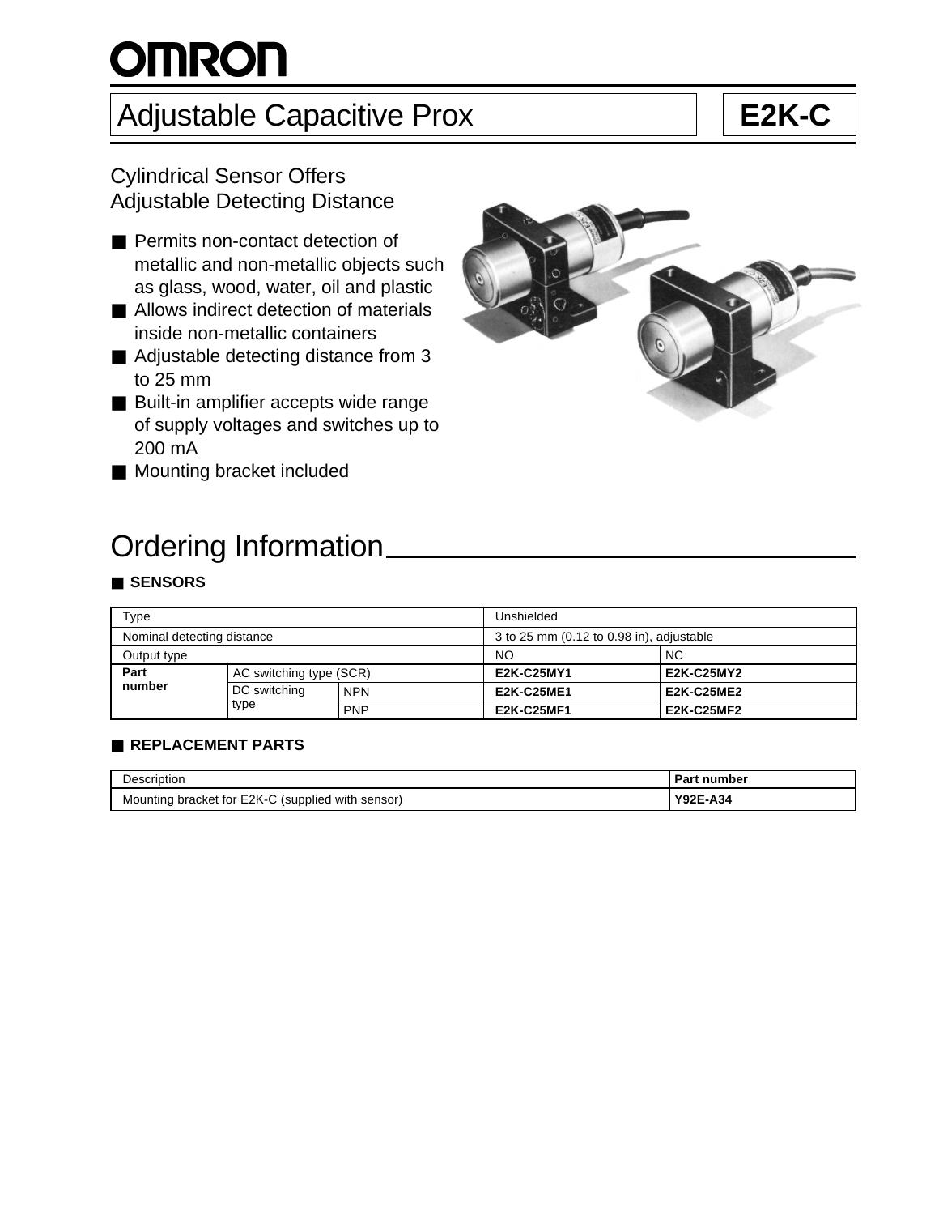# OMRON

## Adjustable Capacitive Prox — E2K-C

### Cylindrical Sensor Offers Adjustable Detecting Distance

- Permits non-contact detection of metallic and non-metallic objects such as glass, wood, water, oil and plastic
- Allows indirect detection of materials inside non-metallic containers
- Adjustable detecting distance from 3 to 25 mm
- Built-in amplifier accepts wide range of supply voltages and switches up to 200 mA
- Mounting bracket included

## Ordering Information

### SENSORS

| Type | | | Unshielded | |
|---|---|---|---|---|
| Nominal detecting distance | | | 3 to 25 mm (0.12 to 0.98 in), adjustable | |
| Output type | | | NO | NC |
| **Part number** | AC switching type (SCR) | | **E2K-C25MY1** | **E2K-C25MY2** |
| | DC switching type | NPN | **E2K-C25ME1** | **E2K-C25ME2** |
| | | PNP | **E2K-C25MF1** | **E2K-C25MF2** |

### REPLACEMENT PARTS

| Description | Part number |
|---|---|
| Mounting bracket for E2K-C (supplied with sensor) | **Y92E-A34** |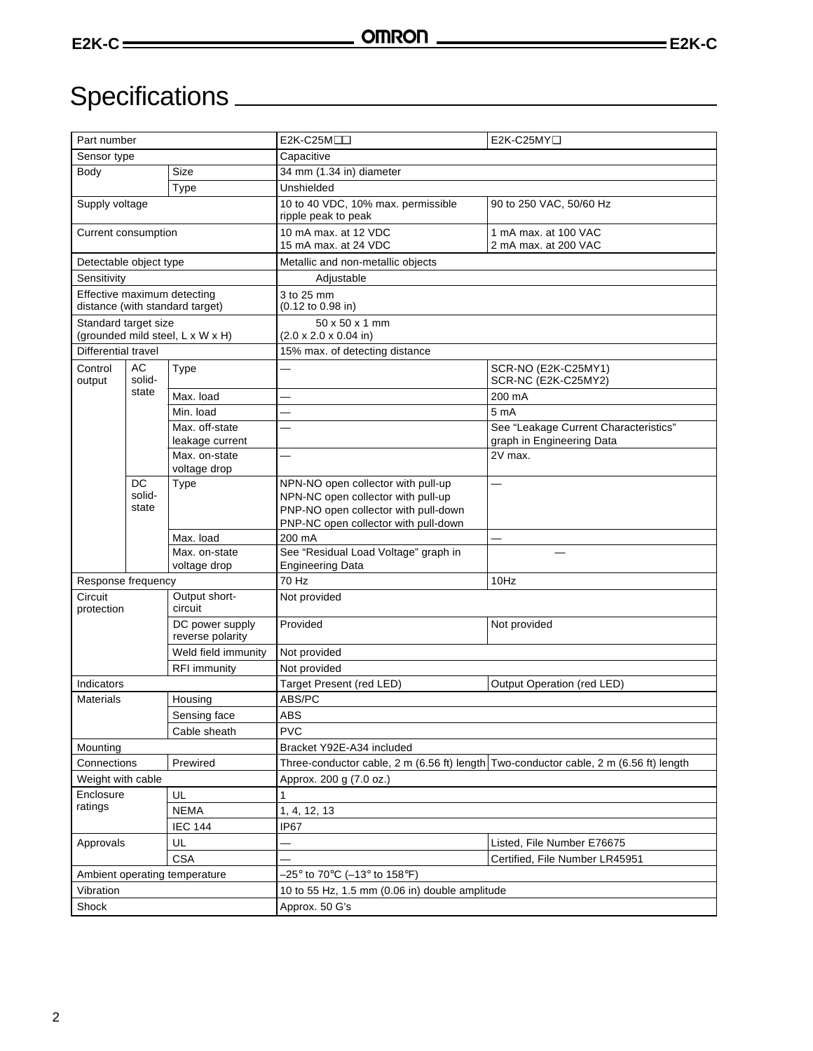# Specifications

| Part number | | | E2K-C25M❑❑ | E2K-C25MY❑ |
|---|---|---|---|---|
| Sensor type | | | Capacitive | |
| Body | | Size | 34 mm (1.34 in) diameter | |
| | | Type | Unshielded | |
| Supply voltage | | | 10 to 40 VDC, 10% max. permissible ripple peak to peak | 90 to 250 VAC, 50/60 Hz |
| Current consumption | | | 10 mA max. at 12 VDC<br>15 mA max. at 24 VDC | 1 mA max. at 100 VAC<br>2 mA max. at 200 VAC |
| Detectable object type | | | Metallic and non-metallic objects | |
| Sensitivity | | | Adjustable | |
| Effective maximum detecting distance (with standard target) | | | 3 to 25 mm<br>(0.12 to 0.98 in) | |
| Standard target size (grounded mild steel, L x W x H) | | | 50 x 50 x 1 mm<br>(2.0 x 2.0 x 0.04 in) | |
| Differential travel | | | 15% max. of detecting distance | |
| Control output | AC solid-state | Type | — | SCR-NO (E2K-C25MY1)<br>SCR-NC (E2K-C25MY2) |
| | | Max. load | — | 200 mA |
| | | Min. load | — | 5 mA |
| | | Max. off-state leakage current | — | See “Leakage Current Characteristics” graph in Engineering Data |
| | | Max. on-state voltage drop | — | 2V max. |
| | DC solid-state | Type | NPN-NO open collector with pull-up<br>NPN-NC open collector with pull-up<br>PNP-NO open collector with pull-down<br>PNP-NC open collector with pull-down | — |
| | | Max. load | 200 mA | — |
| | | Max. on-state voltage drop | See “Residual Load Voltage” graph in Engineering Data | — |
| Response frequency | | | 70 Hz | 10Hz |
| Circuit protection | | Output short-circuit | Not provided | |
| | | DC power supply reverse polarity | Provided | Not provided |
| | | Weld field immunity | Not provided | |
| | | RFI immunity | Not provided | |
| Indicators | | | Target Present (red LED) | Output Operation (red LED) |
| Materials | | Housing | ABS/PC | |
| | | Sensing face | ABS | |
| | | Cable sheath | PVC | |
| Mounting | | | Bracket Y92E-A34 included | |
| Connections | | Prewired | Three-conductor cable, 2 m (6.56 ft) length | Two-conductor cable, 2 m (6.56 ft) length |
| Weight with cable | | | Approx. 200 g (7.0 oz.) | |
| Enclosure ratings | | UL | 1 | |
| | | NEMA | 1, 4, 12, 13 | |
| | | IEC 144 | IP67 | |
| Approvals | | UL | — | Listed, File Number E76675 |
| | | CSA | — | Certified, File Number LR45951 |
| Ambient operating temperature | | | –25° to 70°C (–13° to 158°F) | |
| Vibration | | | 10 to 55 Hz, 1.5 mm (0.06 in) double amplitude | |
| Shock | | | Approx. 50 G's | |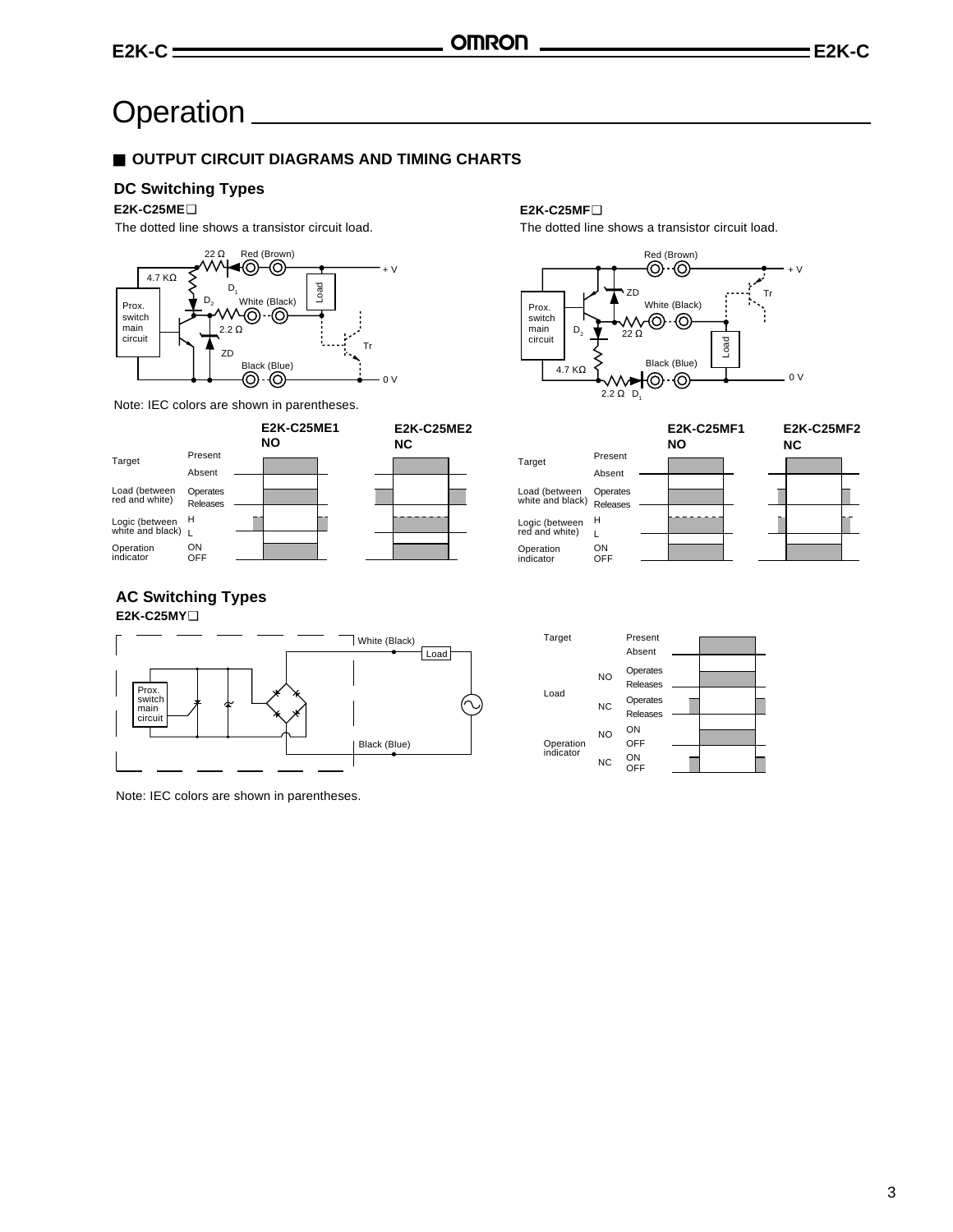# Operation

## OUTPUT CIRCUIT DIAGRAMS AND TIMING CHARTS

### DC Switching Types

**E2K-C25ME❑**

The dotted line shows a transistor circuit load.

Note: IEC colors are shown in parentheses.

**E2K-C25MF❑**

The dotted line shows a transistor circuit load.

### AC Switching Types

**E2K-C25MY❑**

Note: IEC colors are shown in parentheses.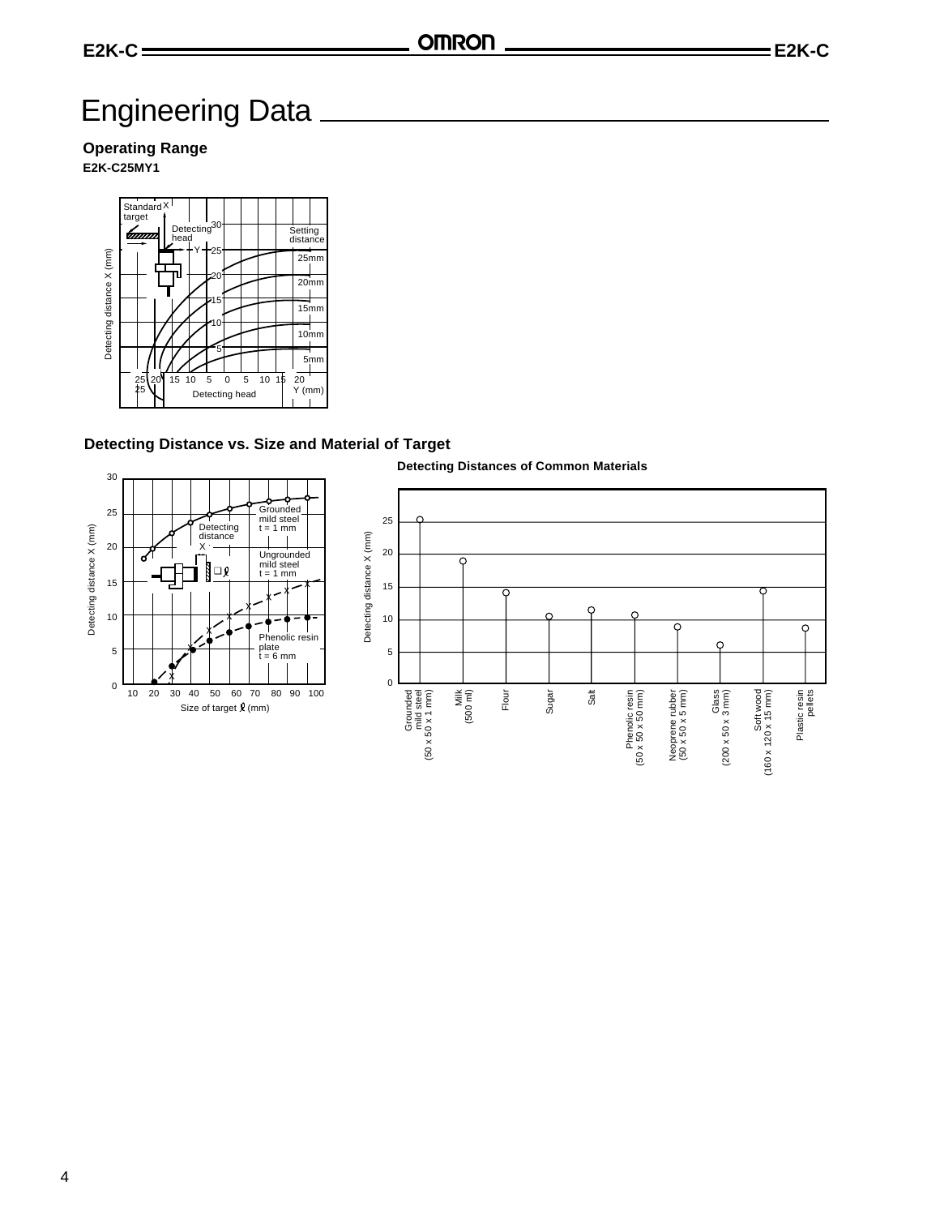# Engineering Data

### Operating Range

**E2K-C25MY1**

### Detecting Distance vs. Size and Material of Target

**Detecting Distances of Common Materials**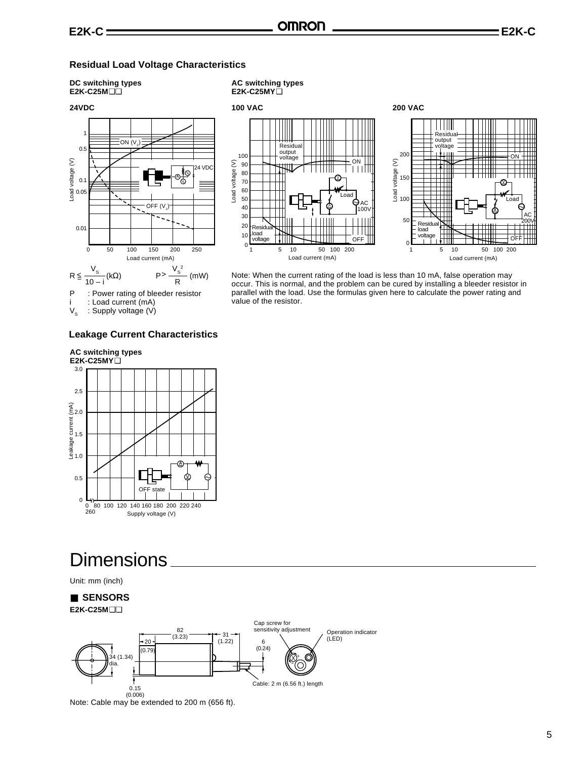## Residual Load Voltage Characteristics

**DC switching types**
**E2K-C25M❑❑**

**24VDC**

**AC switching types**
**E2K-C25MY❑**

**100 VAC**

**200 VAC**

$$R \leq \frac{V_S}{10 - i}\ (\text{k}\Omega) \qquad P > \frac{V_S^{\,2}}{R}\ (\text{mW})$$

P : Power rating of bleeder resistor
i : Load current (mA)
$V_S$ : Supply voltage (V)

Note: When the current rating of the load is less than 10 mA, false operation may occur. This is normal, and the problem can be cured by installing a bleeder resistor in parallel with the load. Use the formulas given here to calculate the power rating and value of the resistor.

## Leakage Current Characteristics

**AC switching types**
**E2K-C25MY❑**

# Dimensions

Unit: mm (inch)

### ■ SENSORS

**E2K-C25M❑❑**

Note: Cable may be extended to 200 m (656 ft).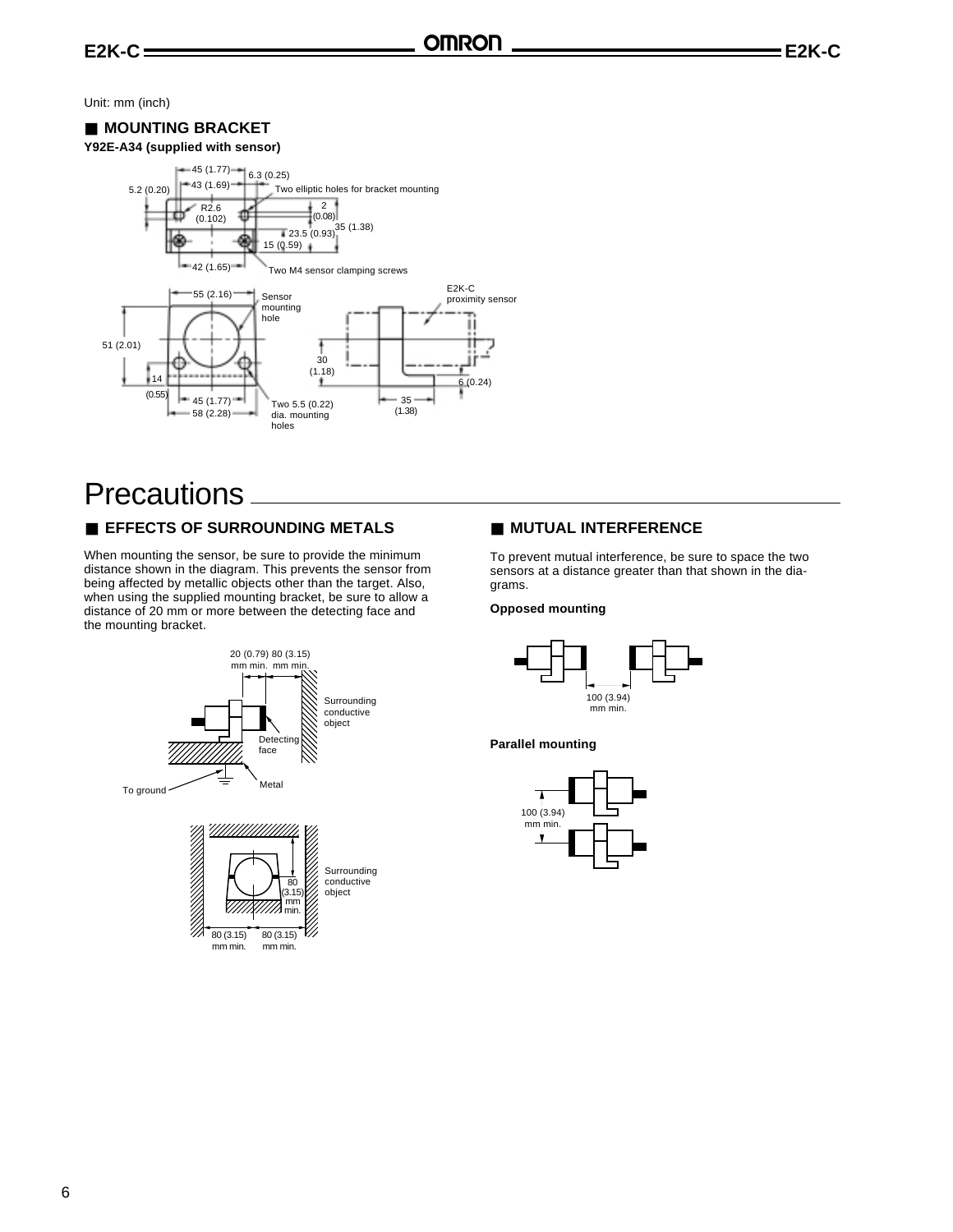Unit: mm (inch)

## ■ MOUNTING BRACKET

**Y92E-A34 (supplied with sensor)**

# Precautions

## ■ EFFECTS OF SURROUNDING METALS

When mounting the sensor, be sure to provide the minimum distance shown in the diagram. This prevents the sensor from being affected by metallic objects other than the target. Also, when using the supplied mounting bracket, be sure to allow a distance of 20 mm or more between the detecting face and the mounting bracket.

## ■ MUTUAL INTERFERENCE

To prevent mutual interference, be sure to space the two sensors at a distance greater than that shown in the diagrams.

**Opposed mounting**

**Parallel mounting**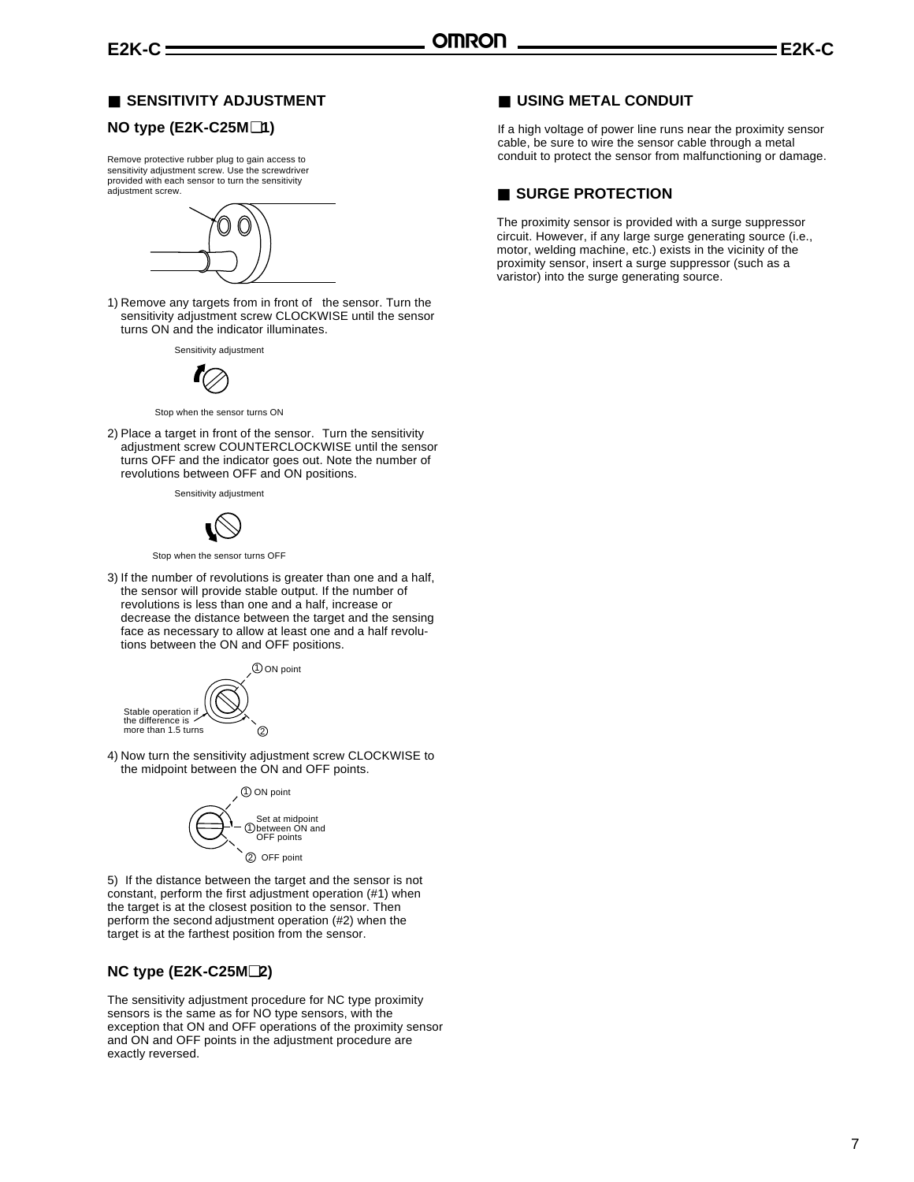## ■ SENSITIVITY ADJUSTMENT

### NO type (E2K-C25M☐1)

Remove protective rubber plug to gain access to sensitivity adjustment screw. Use the screwdriver provided with each sensor to turn the sensitivity adjustment screw.

1) Remove any targets from in front of the sensor. Turn the sensitivity adjustment screw CLOCKWISE until the sensor turns ON and the indicator illuminates.

Sensitivity adjustment

Stop when the sensor turns ON

2) Place a target in front of the sensor. Turn the sensitivity adjustment screw COUNTERCLOCKWISE until the sensor turns OFF and the indicator goes out. Note the number of revolutions between OFF and ON positions.

Sensitivity adjustment

Stop when the sensor turns OFF

3) If the number of revolutions is greater than one and a half, the sensor will provide stable output. If the number of revolutions is less than one and a half, increase or decrease the distance between the target and the sensing face as necessary to allow at least one and a half revolutions between the ON and OFF positions.

① ON point

Stable operation if the difference is more than 1.5 turns

②

4) Now turn the sensitivity adjustment screw CLOCKWISE to the midpoint between the ON and OFF points.

① ON point

① Set at midpoint between ON and OFF points

② OFF point

5) If the distance between the target and the sensor is not constant, perform the first adjustment operation (#1) when the target is at the closest position to the sensor. Then perform the second adjustment operation (#2) when the target is at the farthest position from the sensor.

### NC type (E2K-C25M☐2)

The sensitivity adjustment procedure for NC type proximity sensors is the same as for NO type sensors, with the exception that ON and OFF operations of the proximity sensor and ON and OFF points in the adjustment procedure are exactly reversed.

## ■ USING METAL CONDUIT

If a high voltage of power line runs near the proximity sensor cable, be sure to wire the sensor cable through a metal conduit to protect the sensor from malfunctioning or damage.

## ■ SURGE PROTECTION

The proximity sensor is provided with a surge suppressor circuit. However, if any large surge generating source (i.e., motor, welding machine, etc.) exists in the vicinity of the proximity sensor, insert a surge suppressor (such as a varistor) into the surge generating source.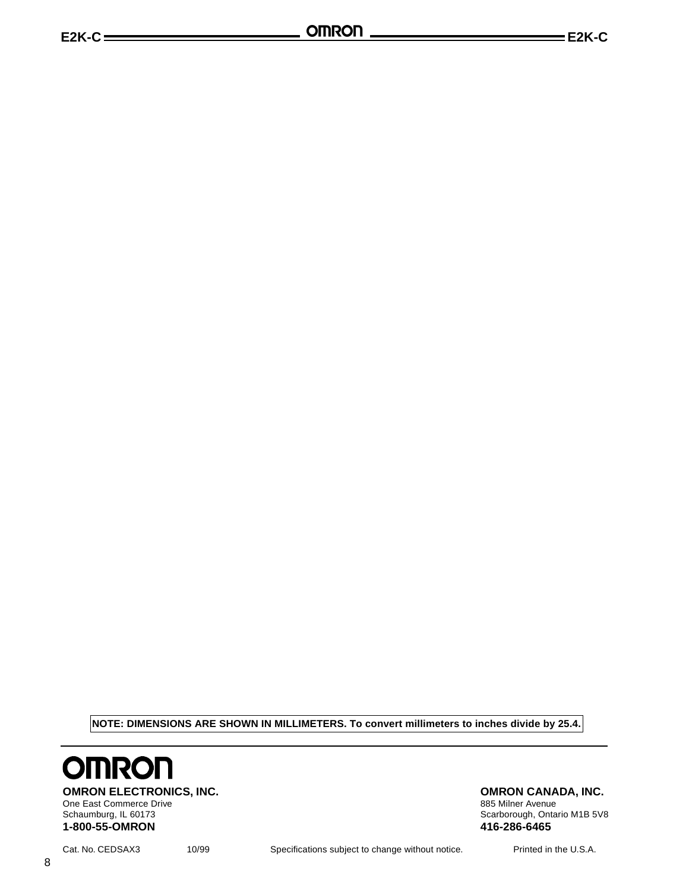**NOTE: DIMENSIONS ARE SHOWN IN MILLIMETERS. To convert millimeters to inches divide by 25.4.**

# OMRON

**OMRON ELECTRONICS, INC.**
One East Commerce Drive
Schaumburg, IL 60173
**1-800-55-OMRON**

**OMRON CANADA, INC.**
885 Milner Avenue
Scarborough, Ontario M1B 5V8
**416-286-6465**

Cat. No. CEDSAX3    10/99    Specifications subject to change without notice.    Printed in the U.S.A.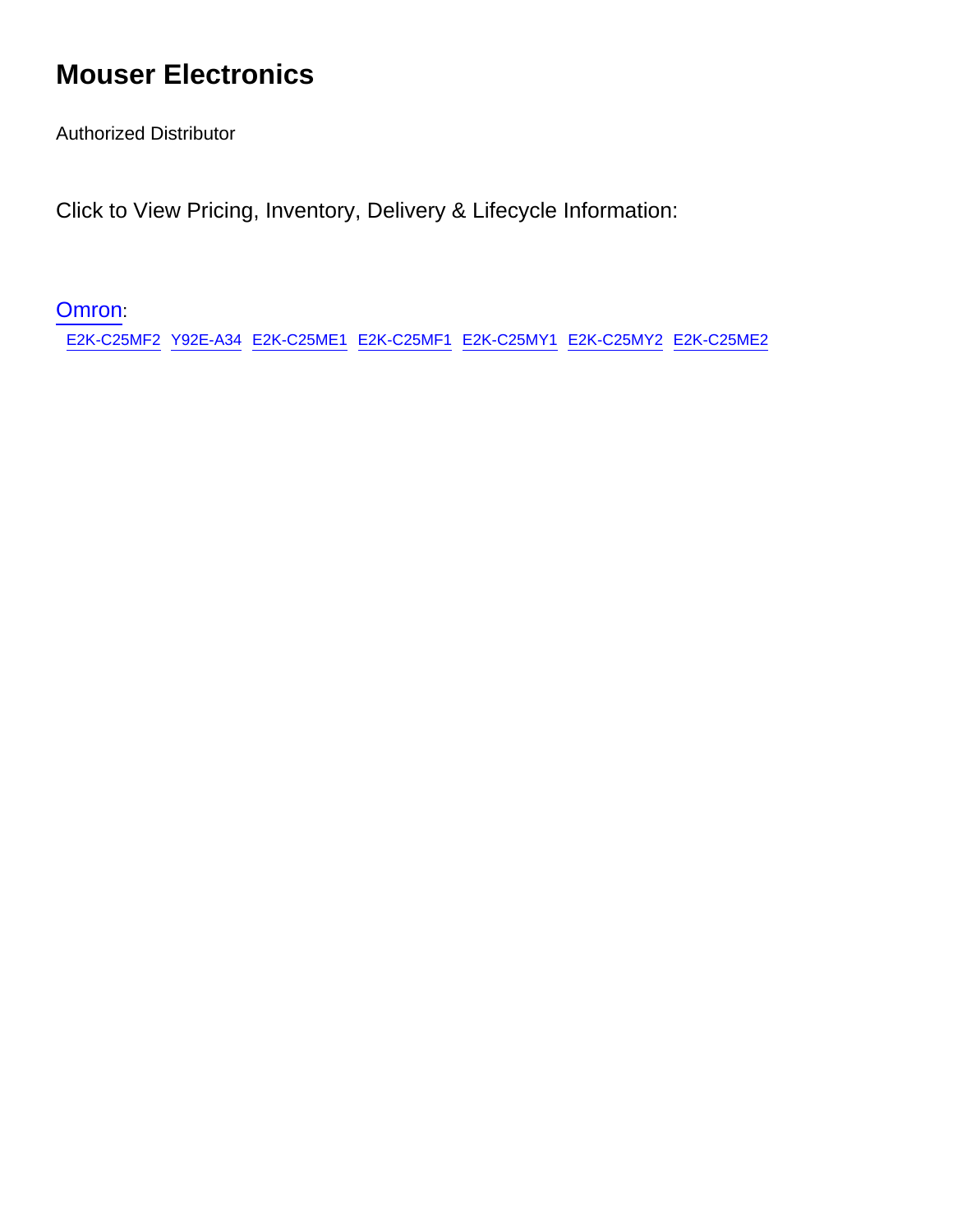# Mouser Electronics

Authorized Distributor

Click to View Pricing, Inventory, Delivery & Lifecycle Information:

Omron:

E2K-C25MF2 Y92E-A34 E2K-C25ME1 E2K-C25MF1 E2K-C25MY1 E2K-C25MY2 E2K-C25ME2